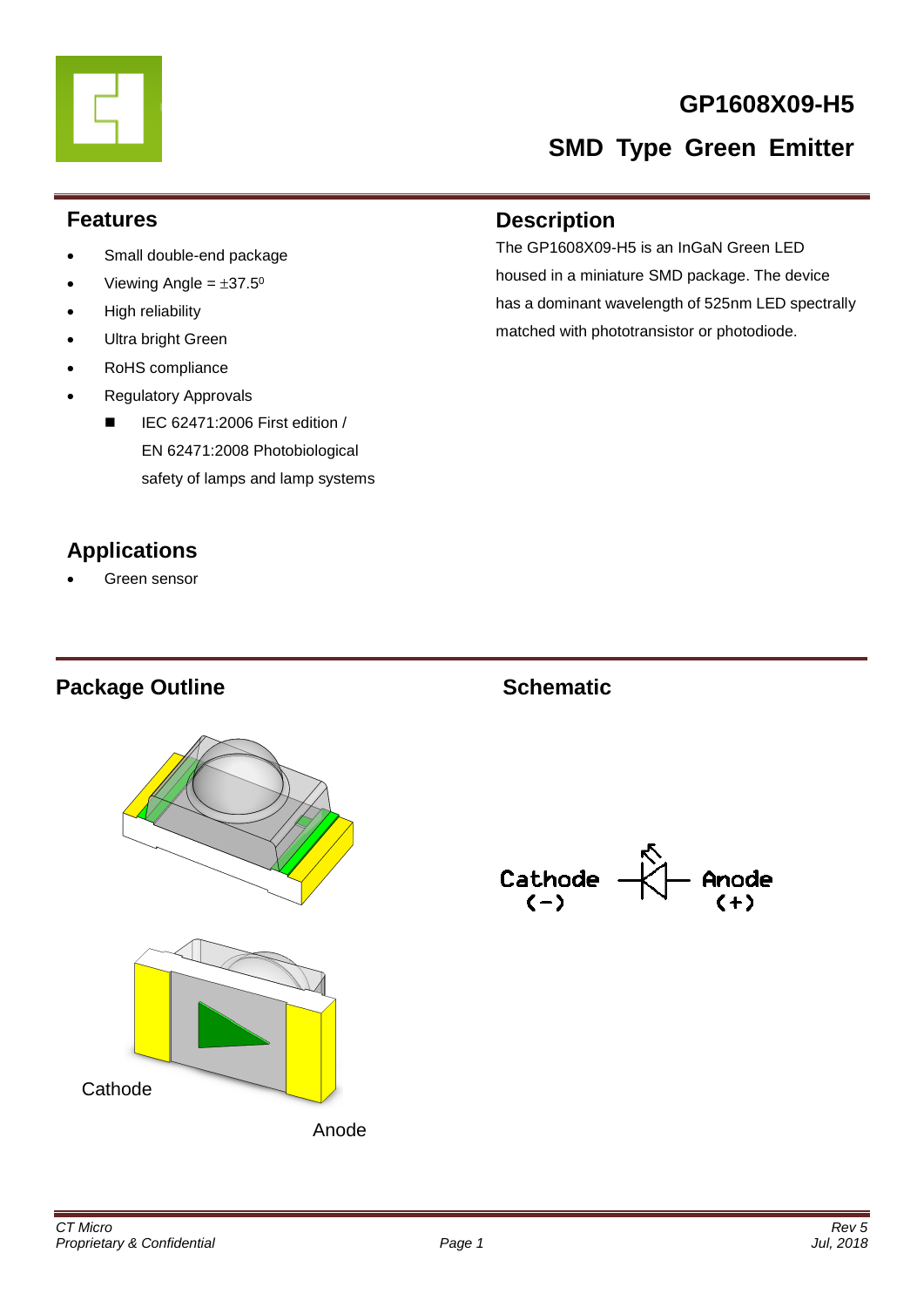# GP1608X09-H5

## SMD Type Green Emitter

## Features

- Small double-end package
- Viewing Angle = ±37.5⁰
- High reliability
- Ultra bright Green
- RoHS compliance
- Regulatory Approvals
  - IEC 62471:2006 First edition / EN 62471:2008 Photobiological safety of lamps and lamp systems

## Description

The GP1608X09-H5 is an InGaN Green LED housed in a miniature SMD package. The device has a dominant wavelength of 525nm LED spectrally matched with phototransistor or photodiode.

## Applications

- Green sensor

## Package Outline

Cathode

Anode

## Schematic

Cathode (−)

Anode (+)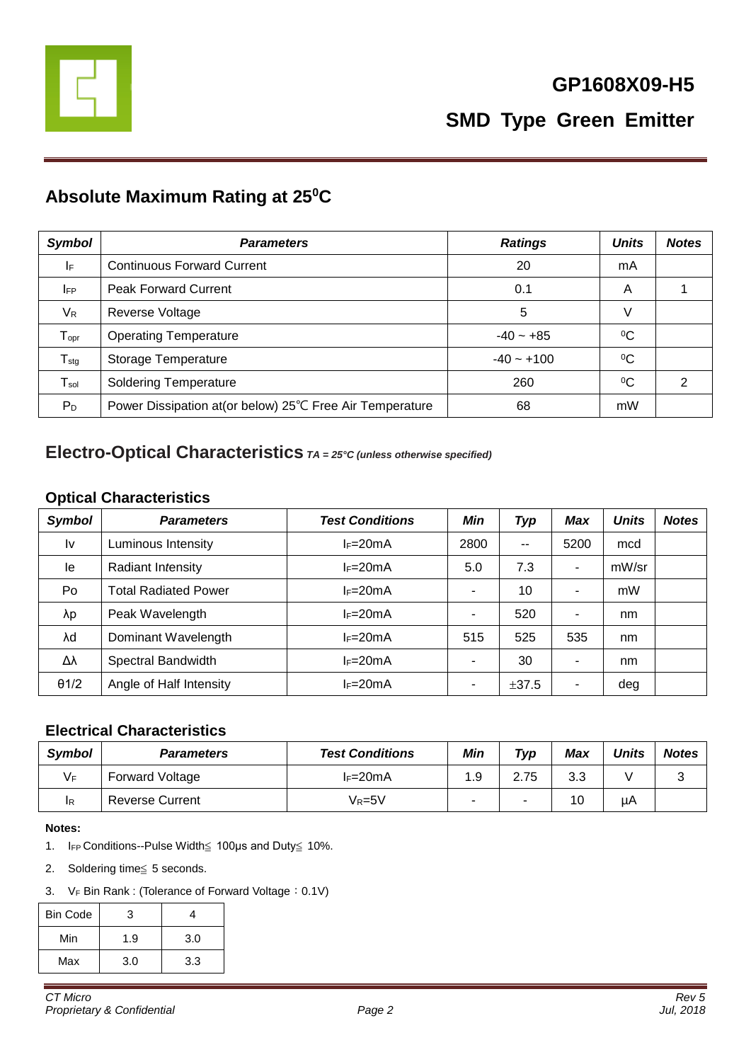# GP1608X09-H5

## SMD Type Green Emitter

## Absolute Maximum Rating at 25$^0$C

| Symbol | Parameters | Ratings | Units | Notes |
|---|---|---|---|---|
| $I_F$ | Continuous Forward Current | 20 | mA | |
| $I_{FP}$ | Peak Forward Current | 0.1 | A | 1 |
| $V_R$ | Reverse Voltage | 5 | V | |
| $T_{opr}$ | Operating Temperature | -40 ~ +85 | $^0$C | |
| $T_{stg}$ | Storage Temperature | -40 ~ +100 | $^0$C | |
| $T_{sol}$ | Soldering Temperature | 260 | $^0$C | 2 |
| $P_D$ | Power Dissipation at(or below) 25℃ Free Air Temperature | 68 | mW | |

## Electro-Optical Characteristics *TA = 25°C (unless otherwise specified)*

### Optical Characteristics

| Symbol | Parameters | Test Conditions | Min | Typ | Max | Units | Notes |
|---|---|---|---|---|---|---|---|
| Iv | Luminous Intensity | $I_F$=20mA | 2800 | -- | 5200 | mcd | |
| Ie | Radiant Intensity | $I_F$=20mA | 5.0 | 7.3 | - | mW/sr | |
| Po | Total Radiated Power | $I_F$=20mA | - | 10 | - | mW | |
| λp | Peak Wavelength | $I_F$=20mA | - | 520 | - | nm | |
| λd | Dominant Wavelength | $I_F$=20mA | 515 | 525 | 535 | nm | |
| Δλ | Spectral Bandwidth | $I_F$=20mA | - | 30 | - | nm | |
| θ1/2 | Angle of Half Intensity | $I_F$=20mA | - | ±37.5 | - | deg | |

### Electrical Characteristics

| Symbol | Parameters | Test Conditions | Min | Typ | Max | Units | Notes |
|---|---|---|---|---|---|---|---|
| $V_F$ | Forward Voltage | $I_F$=20mA | 1.9 | 2.75 | 3.3 | V | 3 |
| $I_R$ | Reverse Current | $V_R$=5V | - | - | 10 | μA | |

**Notes:**

1. $I_{FP}$ Conditions--Pulse Width≦ 100μs and Duty≦ 10%.
2. Soldering time≦ 5 seconds.
3. $V_F$ Bin Rank : (Tolerance of Forward Voltage：0.1V)

| Bin Code | 3 | 4 |
|---|---|---|
| Min | 1.9 | 3.0 |
| Max | 3.0 | 3.3 |

CT Micro
Proprietary & Confidential

Rev 5
Jul, 2018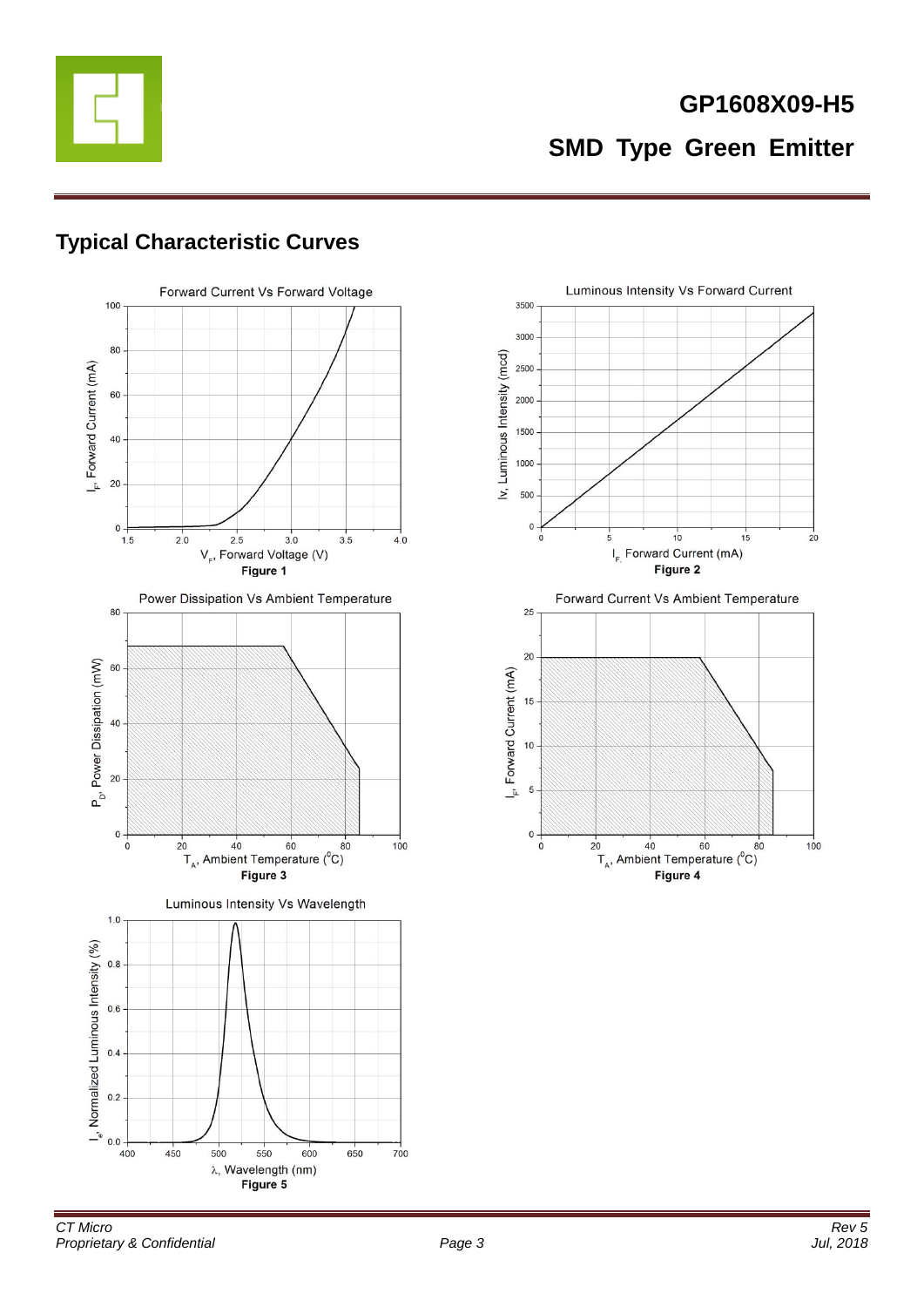## Typical Characteristic Curves

Forward Current Vs Forward Voltage

$I_F$, Forward Current (mA)

100
80
60
40
20
0

1.5 2.0 2.5 3.0 3.5 4.0

$V_F$, Forward Voltage (V)

**Figure 1**

Luminous Intensity Vs Forward Current

Iv, Luminous Intensity (mcd)

3500
3000
2500
2000
1500
1000
500
0

0 5 10 15 20

$I_F$ Forward Current (mA)

**Figure 2**

Power Dissipation Vs Ambient Temperature

$P_D$, Power Dissipation (mW)

80
60
40
20
0

0 20 40 60 80 100

$T_A$, Ambient Temperature ($^oC$)

**Figure 3**

Forward Current Vs Ambient Temperature

$I_F$, Forward Current (mA)

25
20
15
10
5
0

0 20 40 60 80 100

$T_A$, Ambient Temperature ($^oC$)

**Figure 4**

Luminous Intensity Vs Wavelength

$I_e$, Normalized Luminous Intensity (%)

1.0
0.8
0.6
0.4
0.2
0.0

400 450 500 550 600 650 700

$\lambda$, Wavelength (nm)

**Figure 5**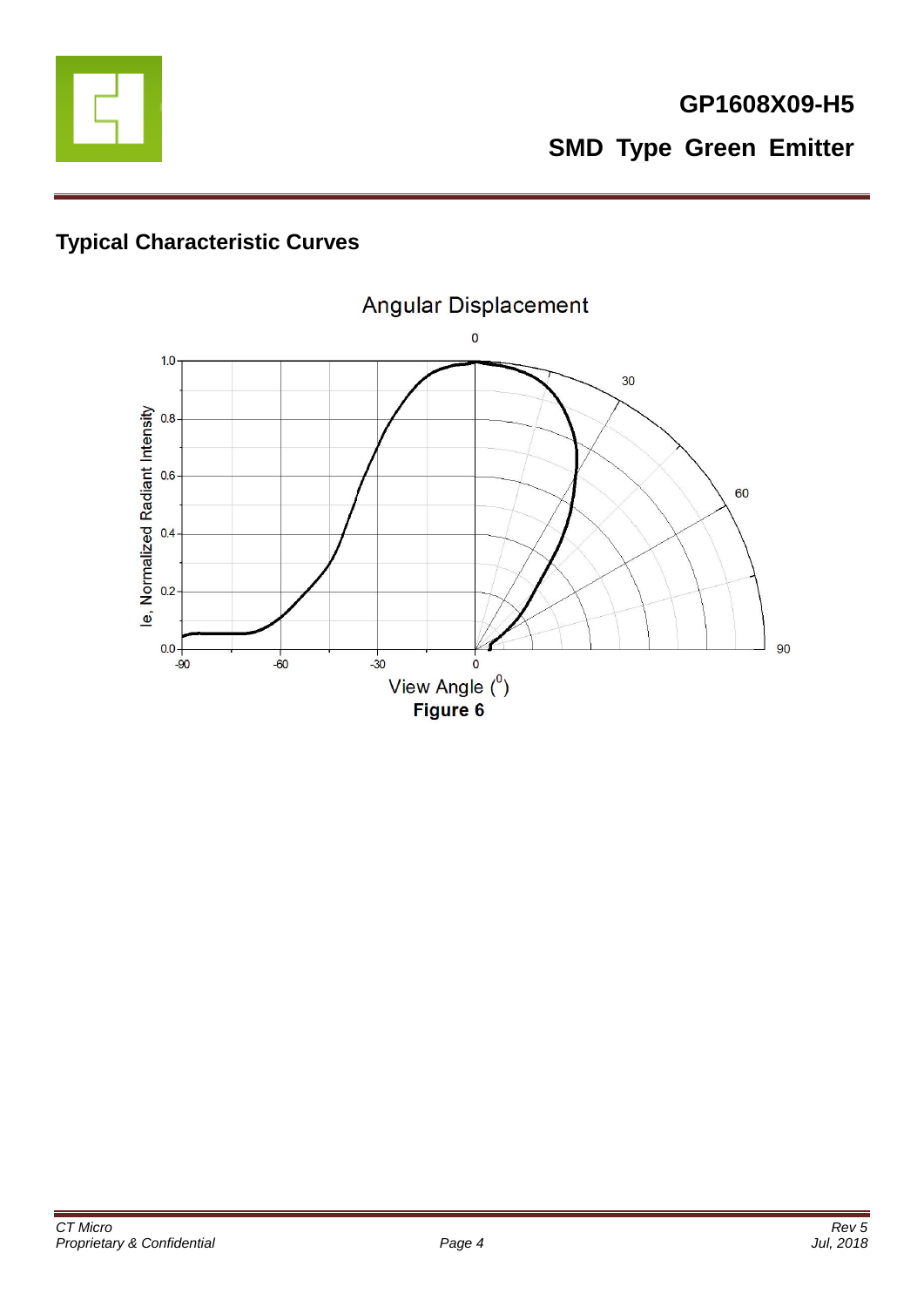## Typical Characteristic Curves

Angular Displacement

0

30

60

90

1.0

0.8

0.6

0.4

0.2

0.0

Ie, Normalized Radiant Intensity

-90

-60

-30

0

View Angle ($^0$)

**Figure 6**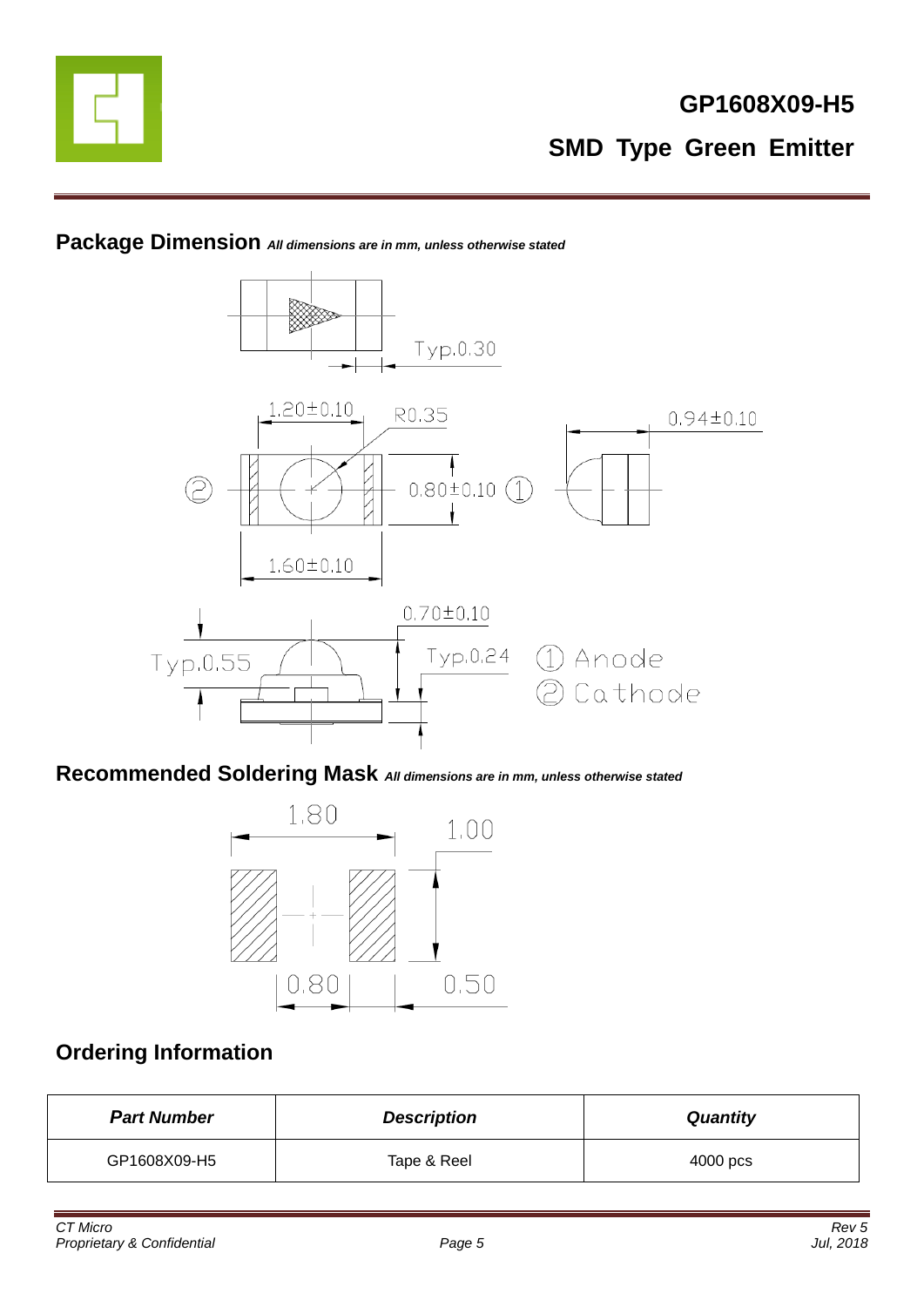# GP1608X09-H5

## SMD Type Green Emitter

## Package Dimension *All dimensions are in mm, unless otherwise stated*

Typ.0.30

1.20±0.10

R0.35

0.94±0.10

② 0.80±0.10 ①

1.60±0.10

0.70±0.10

Typ.0.55

Typ.0.24

① Anode
② Cathode

## Recommended Soldering Mask *All dimensions are in mm, unless otherwise stated*

1.80

1.00

0.80

0.50

## Ordering Information

| ***Part Number*** | ***Description*** | ***Quantity*** |
|---|---|---|
| GP1608X09-H5 | Tape & Reel | 4000 pcs |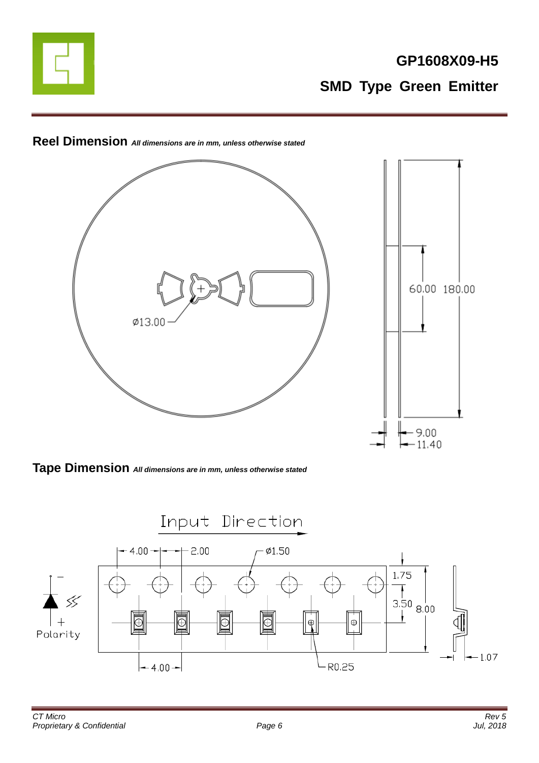## Reel Dimension *All dimensions are in mm, unless otherwise stated*

Ø13.00

60.00

180.00

9.00

11.40

## Tape Dimension *All dimensions are in mm, unless otherwise stated*

Input Direction

4.00

2.00

Ø1.50

1.75

3.50

8.00

1.07

4.00

R0.25

−

+

Polarity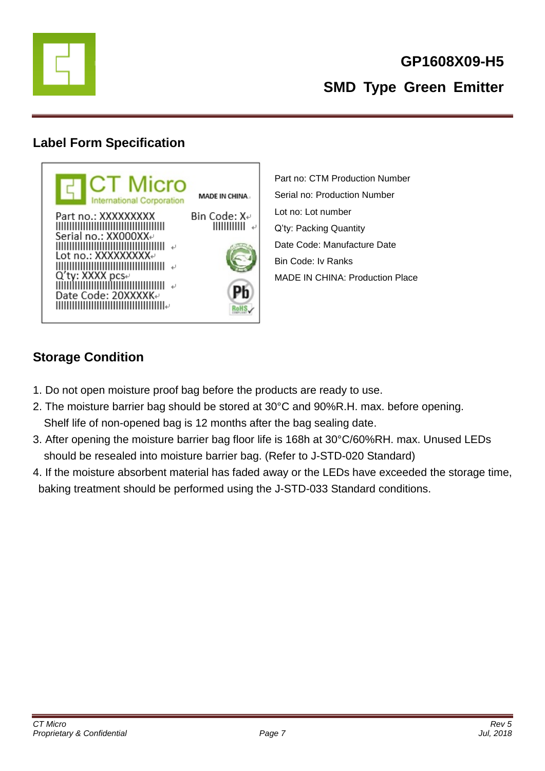## Label Form Specification

CT Micro
International Corporation

MADE IN CHINA

Part no.: XXXXXXXXX

Serial no.: XX000XX

Lot no.: XXXXXXXXX

Q'ty: XXXX pcs

Date Code: 20XXXXK

Bin Code: X

Part no: CTM Production Number

Serial no: Production Number

Lot no: Lot number

Q'ty: Packing Quantity

Date Code: Manufacture Date

Bin Code: Iv Ranks

MADE IN CHINA: Production Place

## Storage Condition

1. Do not open moisture proof bag before the products are ready to use.
2. The moisture barrier bag should be stored at 30°C and 90%R.H. max. before opening. Shelf life of non-opened bag is 12 months after the bag sealing date.
3. After opening the moisture barrier bag floor life is 168h at 30°C/60%RH. max. Unused LEDs should be resealed into moisture barrier bag. (Refer to J-STD-020 Standard)
4. If the moisture absorbent material has faded away or the LEDs have exceeded the storage time, baking treatment should be performed using the J-STD-033 Standard conditions.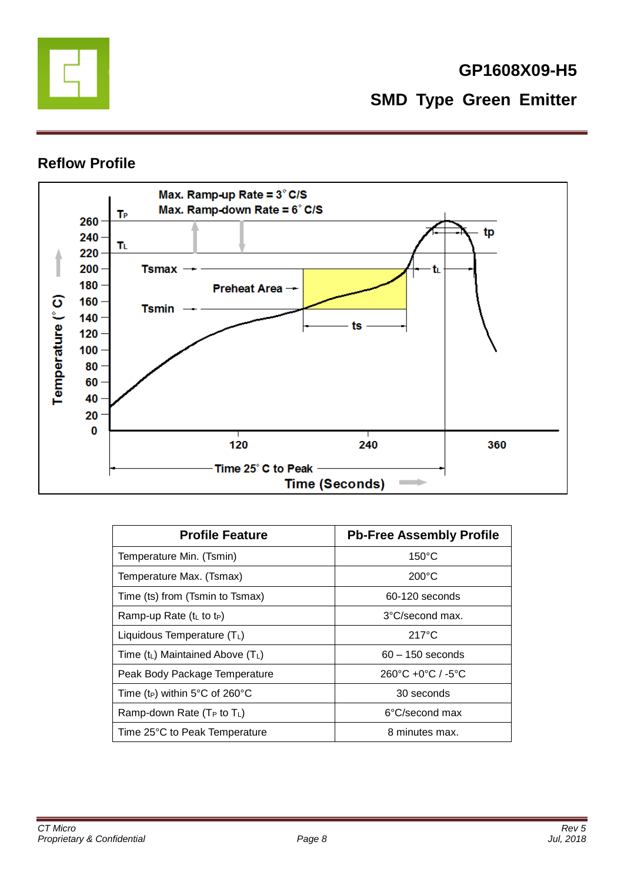## Reflow Profile

Max. Ramp-up Rate = 3° C/S
Max. Ramp-down Rate = 6° C/S

TP
TL
Tsmax
Tsmin
Preheat Area
ts
tL
tp

Temperature (° C)

260
240
220
200
180
160
140
120
100
80
60
40
20
0

120
240
360

Time 25° C to Peak

Time (Seconds)

| Profile Feature | Pb-Free Assembly Profile |
|---|---|
| Temperature Min. (Tsmin) | 150°C |
| Temperature Max. (Tsmax) | 200°C |
| Time (ts) from (Tsmin to Tsmax) | 60-120 seconds |
| Ramp-up Rate ($t_L$ to $t_P$) | 3°C/second max. |
| Liquidous Temperature ($T_L$) | 217°C |
| Time ($t_L$) Maintained Above ($T_L$) | 60 – 150 seconds |
| Peak Body Package Temperature | 260°C +0°C / -5°C |
| Time ($t_P$) within 5°C of 260°C | 30 seconds |
| Ramp-down Rate ($T_P$ to $T_L$) | 6°C/second max |
| Time 25°C to Peak Temperature | 8 minutes max. |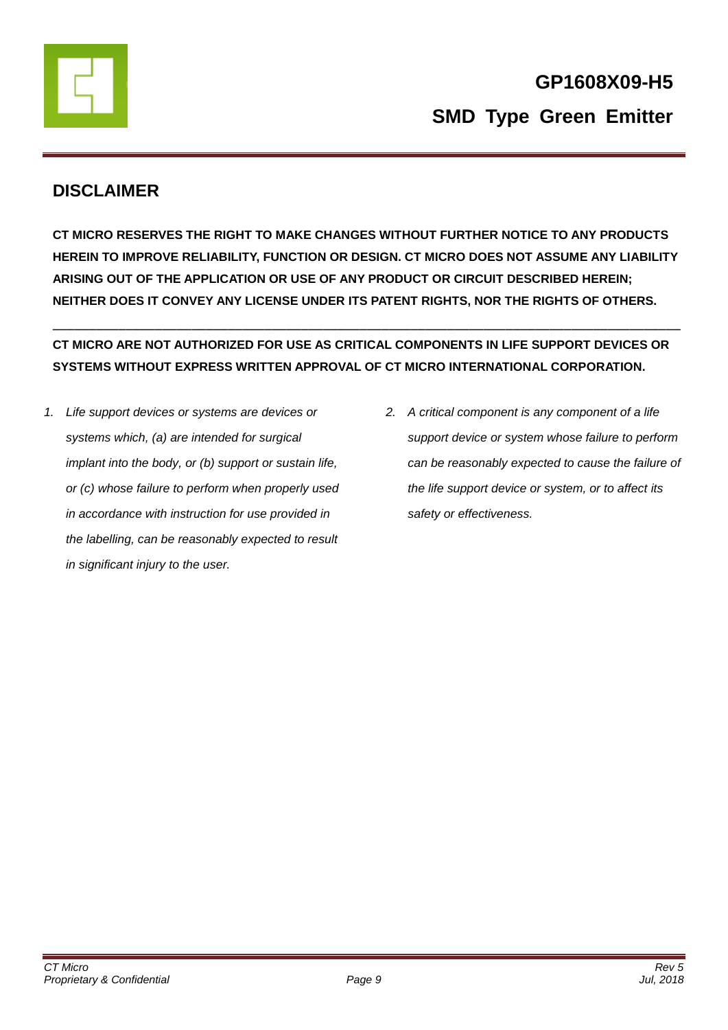## DISCLAIMER

**CT MICRO RESERVES THE RIGHT TO MAKE CHANGES WITHOUT FURTHER NOTICE TO ANY PRODUCTS HEREIN TO IMPROVE RELIABILITY, FUNCTION OR DESIGN. CT MICRO DOES NOT ASSUME ANY LIABILITY ARISING OUT OF THE APPLICATION OR USE OF ANY PRODUCT OR CIRCUIT DESCRIBED HEREIN; NEITHER DOES IT CONVEY ANY LICENSE UNDER ITS PATENT RIGHTS, NOR THE RIGHTS OF OTHERS.**

---

**CT MICRO ARE NOT AUTHORIZED FOR USE AS CRITICAL COMPONENTS IN LIFE SUPPORT DEVICES OR SYSTEMS WITHOUT EXPRESS WRITTEN APPROVAL OF CT MICRO INTERNATIONAL CORPORATION.**

1. *Life support devices or systems are devices or systems which, (a) are intended for surgical implant into the body, or (b) support or sustain life, or (c) whose failure to perform when properly used in accordance with instruction for use provided in the labelling, can be reasonably expected to result in significant injury to the user.*
2. *A critical component is any component of a life support device or system whose failure to perform can be reasonably expected to cause the failure of the life support device or system, or to affect its safety or effectiveness.*